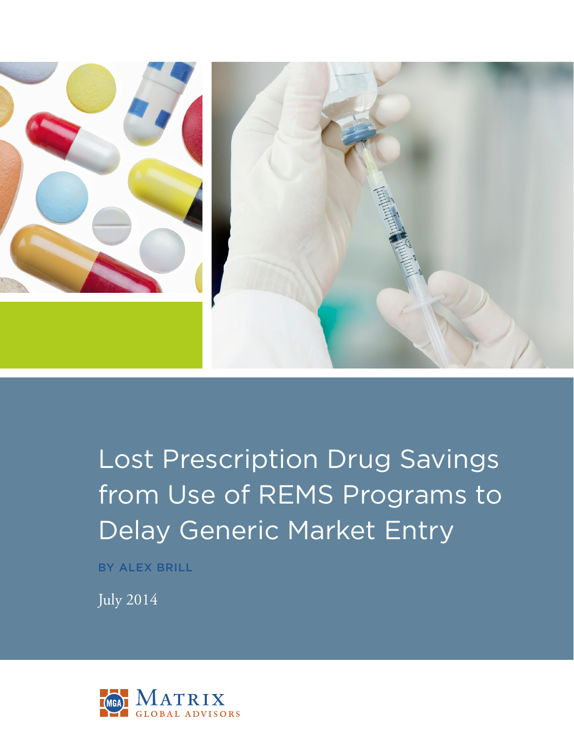# Lost Prescription Drug Savings from Use of REMS Programs to Delay Generic Market Entry

BY ALEX BRILL

July 2014

MATRIX GLOBAL ADVISORS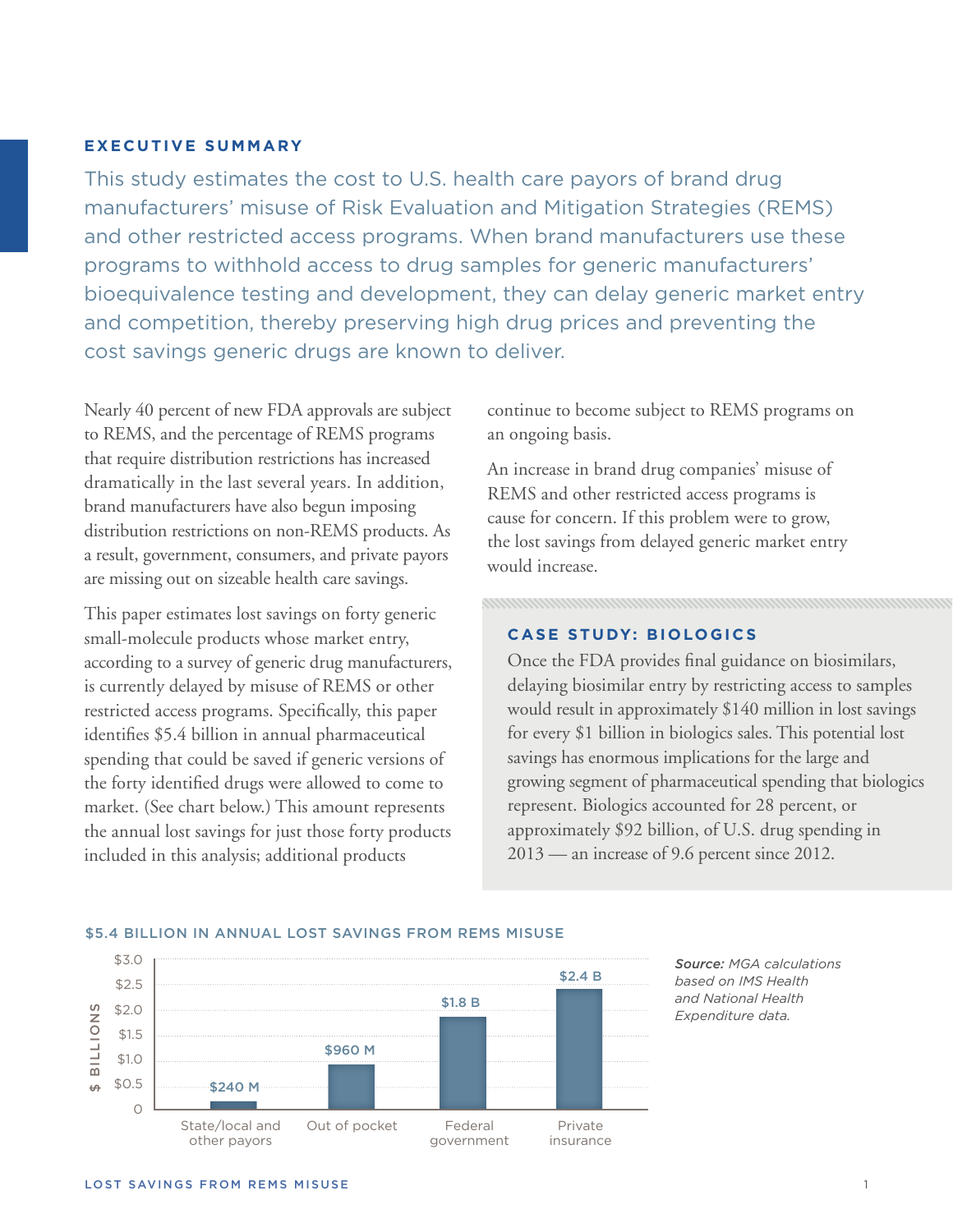## EXECUTIVE SUMMARY

This study estimates the cost to U.S. health care payors of brand drug manufacturers' misuse of Risk Evaluation and Mitigation Strategies (REMS) and other restricted access programs. When brand manufacturers use these programs to withhold access to drug samples for generic manufacturers' bioequivalence testing and development, they can delay generic market entry and competition, thereby preserving high drug prices and preventing the cost savings generic drugs are known to deliver.

Nearly 40 percent of new FDA approvals are subject to REMS, and the percentage of REMS programs that require distribution restrictions has increased dramatically in the last several years. In addition, brand manufacturers have also begun imposing distribution restrictions on non-REMS products. As a result, government, consumers, and private payors are missing out on sizeable health care savings.

This paper estimates lost savings on forty generic small-molecule products whose market entry, according to a survey of generic drug manufacturers, is currently delayed by misuse of REMS or other restricted access programs. Specifically, this paper identifies $5.4 billion in annual pharmaceutical spending that could be saved if generic versions of the forty identified drugs were allowed to come to market. (See chart below.) This amount represents the annual lost savings for just those forty products included in this analysis; additional products continue to become subject to REMS programs on an ongoing basis.

An increase in brand drug companies' misuse of REMS and other restricted access programs is cause for concern. If this problem were to grow, the lost savings from delayed generic market entry would increase.

### CASE STUDY: BIOLOGICS

Once the FDA provides final guidance on biosimilars, delaying biosimilar entry by restricting access to samples would result in approximately $140 million in lost savings for every $1 billion in biologics sales. This potential lost savings has enormous implications for the large and growing segment of pharmaceutical spending that biologics represent. Biologics accounted for 28 percent, or approximately $92 billion, of U.S. drug spending in 2013 — an increase of 9.6 percent since 2012.

### $5.4 BILLION IN ANNUAL LOST SAVINGS FROM REMS MISUSE

| Payor | Lost savings ($ billions) |
|---|---|
| State/local and other payors | $240 M |
| Out of pocket | $960 M |
| Federal government | $1.8 B |
| Private insurance | $2.4 B |

*Source:* MGA calculations based on IMS Health and National Health Expenditure data.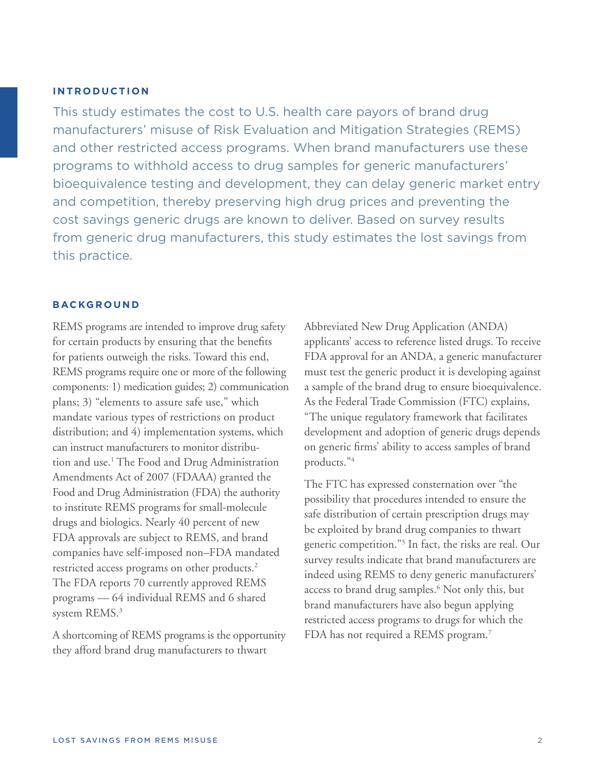## INTRODUCTION

This study estimates the cost to U.S. health care payors of brand drug manufacturers' misuse of Risk Evaluation and Mitigation Strategies (REMS) and other restricted access programs. When brand manufacturers use these programs to withhold access to drug samples for generic manufacturers' bioequivalence testing and development, they can delay generic market entry and competition, thereby preserving high drug prices and preventing the cost savings generic drugs are known to deliver. Based on survey results from generic drug manufacturers, this study estimates the lost savings from this practice.

## BACKGROUND

REMS programs are intended to improve drug safety for certain products by ensuring that the benefits for patients outweigh the risks. Toward this end, REMS programs require one or more of the following components: 1) medication guides; 2) communication plans; 3) "elements to assure safe use," which mandate various types of restrictions on product distribution; and 4) implementation systems, which can instruct manufacturers to monitor distribution and use.[1] The Food and Drug Administration Amendments Act of 2007 (FDAAA) granted the Food and Drug Administration (FDA) the authority to institute REMS programs for small-molecule drugs and biologics. Nearly 40 percent of new FDA approvals are subject to REMS, and brand companies have self-imposed non–FDA mandated restricted access programs on other products.[2] The FDA reports 70 currently approved REMS programs — 64 individual REMS and 6 shared system REMS.[3]

A shortcoming of REMS programs is the opportunity they afford brand drug manufacturers to thwart Abbreviated New Drug Application (ANDA) applicants' access to reference listed drugs. To receive FDA approval for an ANDA, a generic manufacturer must test the generic product it is developing against a sample of the brand drug to ensure bioequivalence. As the Federal Trade Commission (FTC) explains, "The unique regulatory framework that facilitates development and adoption of generic drugs depends on generic firms' ability to access samples of brand products."[4]

The FTC has expressed consternation over "the possibility that procedures intended to ensure the safe distribution of certain prescription drugs may be exploited by brand drug companies to thwart generic competition."[5] In fact, the risks are real. Our survey results indicate that brand manufacturers are indeed using REMS to deny generic manufacturers' access to brand drug samples.[6] Not only this, but brand manufacturers have also begun applying restricted access programs to drugs for which the FDA has not required a REMS program.[7]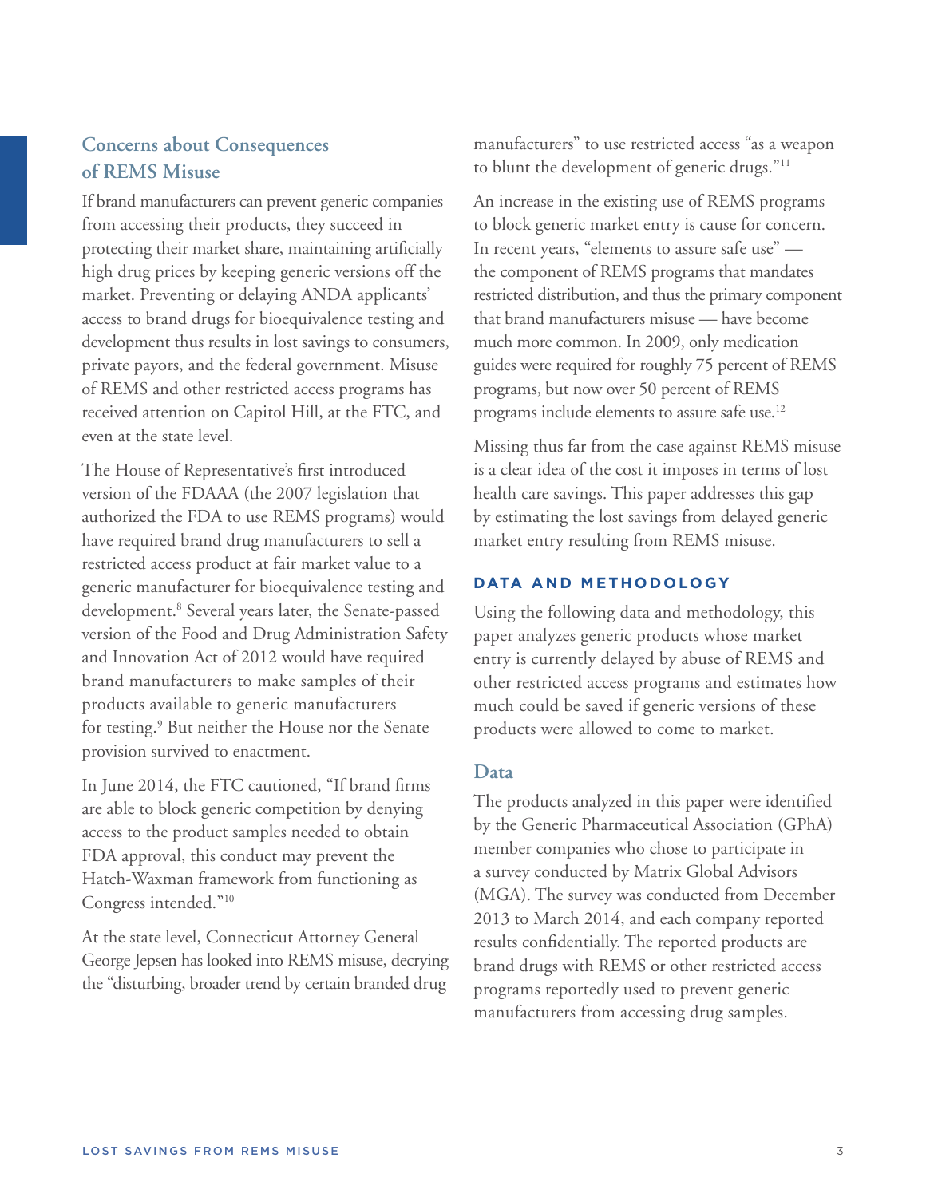## Concerns about Consequences of REMS Misuse

If brand manufacturers can prevent generic companies from accessing their products, they succeed in protecting their market share, maintaining artificially high drug prices by keeping generic versions off the market. Preventing or delaying ANDA applicants' access to brand drugs for bioequivalence testing and development thus results in lost savings to consumers, private payors, and the federal government. Misuse of REMS and other restricted access programs has received attention on Capitol Hill, at the FTC, and even at the state level.

The House of Representative's first introduced version of the FDAAA (the 2007 legislation that authorized the FDA to use REMS programs) would have required brand drug manufacturers to sell a restricted access product at fair market value to a generic manufacturer for bioequivalence testing and development.[8] Several years later, the Senate-passed version of the Food and Drug Administration Safety and Innovation Act of 2012 would have required brand manufacturers to make samples of their products available to generic manufacturers for testing.[9] But neither the House nor the Senate provision survived to enactment.

In June 2014, the FTC cautioned, "If brand firms are able to block generic competition by denying access to the product samples needed to obtain FDA approval, this conduct may prevent the Hatch-Waxman framework from functioning as Congress intended."[10]

At the state level, Connecticut Attorney General George Jepsen has looked into REMS misuse, decrying the "disturbing, broader trend by certain branded drug manufacturers" to use restricted access "as a weapon to blunt the development of generic drugs."[11]

An increase in the existing use of REMS programs to block generic market entry is cause for concern. In recent years, "elements to assure safe use" — the component of REMS programs that mandates restricted distribution, and thus the primary component that brand manufacturers misuse — have become much more common. In 2009, only medication guides were required for roughly 75 percent of REMS programs, but now over 50 percent of REMS programs include elements to assure safe use.[12]

Missing thus far from the case against REMS misuse is a clear idea of the cost it imposes in terms of lost health care savings. This paper addresses this gap by estimating the lost savings from delayed generic market entry resulting from REMS misuse.

## DATA AND METHODOLOGY

Using the following data and methodology, this paper analyzes generic products whose market entry is currently delayed by abuse of REMS and other restricted access programs and estimates how much could be saved if generic versions of these products were allowed to come to market.

### Data

The products analyzed in this paper were identified by the Generic Pharmaceutical Association (GPhA) member companies who chose to participate in a survey conducted by Matrix Global Advisors (MGA). The survey was conducted from December 2013 to March 2014, and each company reported results confidentially. The reported products are brand drugs with REMS or other restricted access programs reportedly used to prevent generic manufacturers from accessing drug samples.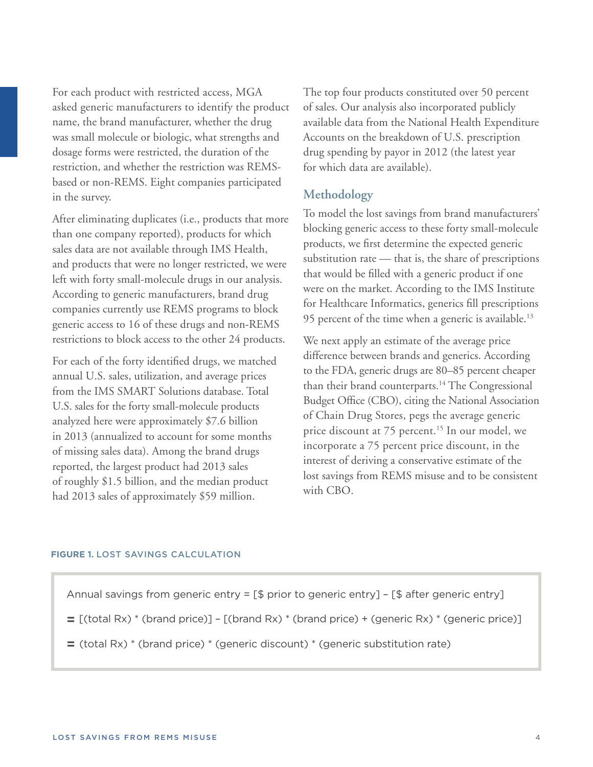For each product with restricted access, MGA asked generic manufacturers to identify the product name, the brand manufacturer, whether the drug was small molecule or biologic, what strengths and dosage forms were restricted, the duration of the restriction, and whether the restriction was REMS-based or non-REMS. Eight companies participated in the survey.

After eliminating duplicates (i.e., products that more than one company reported), products for which sales data are not available through IMS Health, and products that were no longer restricted, we were left with forty small-molecule drugs in our analysis. According to generic manufacturers, brand drug companies currently use REMS programs to block generic access to 16 of these drugs and non-REMS restrictions to block access to the other 24 products.

For each of the forty identified drugs, we matched annual U.S. sales, utilization, and average prices from the IMS SMART Solutions database. Total U.S. sales for the forty small-molecule products analyzed here were approximately $7.6 billion in 2013 (annualized to account for some months of missing sales data). Among the brand drugs reported, the largest product had 2013 sales of roughly $1.5 billion, and the median product had 2013 sales of approximately $59 million. The top four products constituted over 50 percent of sales. Our analysis also incorporated publicly available data from the National Health Expenditure Accounts on the breakdown of U.S. prescription drug spending by payor in 2012 (the latest year for which data are available).

## Methodology

To model the lost savings from brand manufacturers' blocking generic access to these forty small-molecule products, we first determine the expected generic substitution rate — that is, the share of prescriptions that would be filled with a generic product if one were on the market. According to the IMS Institute for Healthcare Informatics, generics fill prescriptions 95 percent of the time when a generic is available.[13]

We next apply an estimate of the average price difference between brands and generics. According to the FDA, generic drugs are 80–85 percent cheaper than their brand counterparts.[14] The Congressional Budget Office (CBO), citing the National Association of Chain Drug Stores, pegs the average generic price discount at 75 percent.[15] In our model, we incorporate a 75 percent price discount, in the interest of deriving a conservative estimate of the lost savings from REMS misuse and to be consistent with CBO.

**FIGURE 1.** LOST SAVINGS CALCULATION

Annual savings from generic entry = [$ prior to generic entry] – [$ after generic entry]

= [(total Rx) * (brand price)] – [(brand Rx) * (brand price) + (generic Rx) * (generic price)]

= (total Rx) * (brand price) * (generic discount) * (generic substitution rate)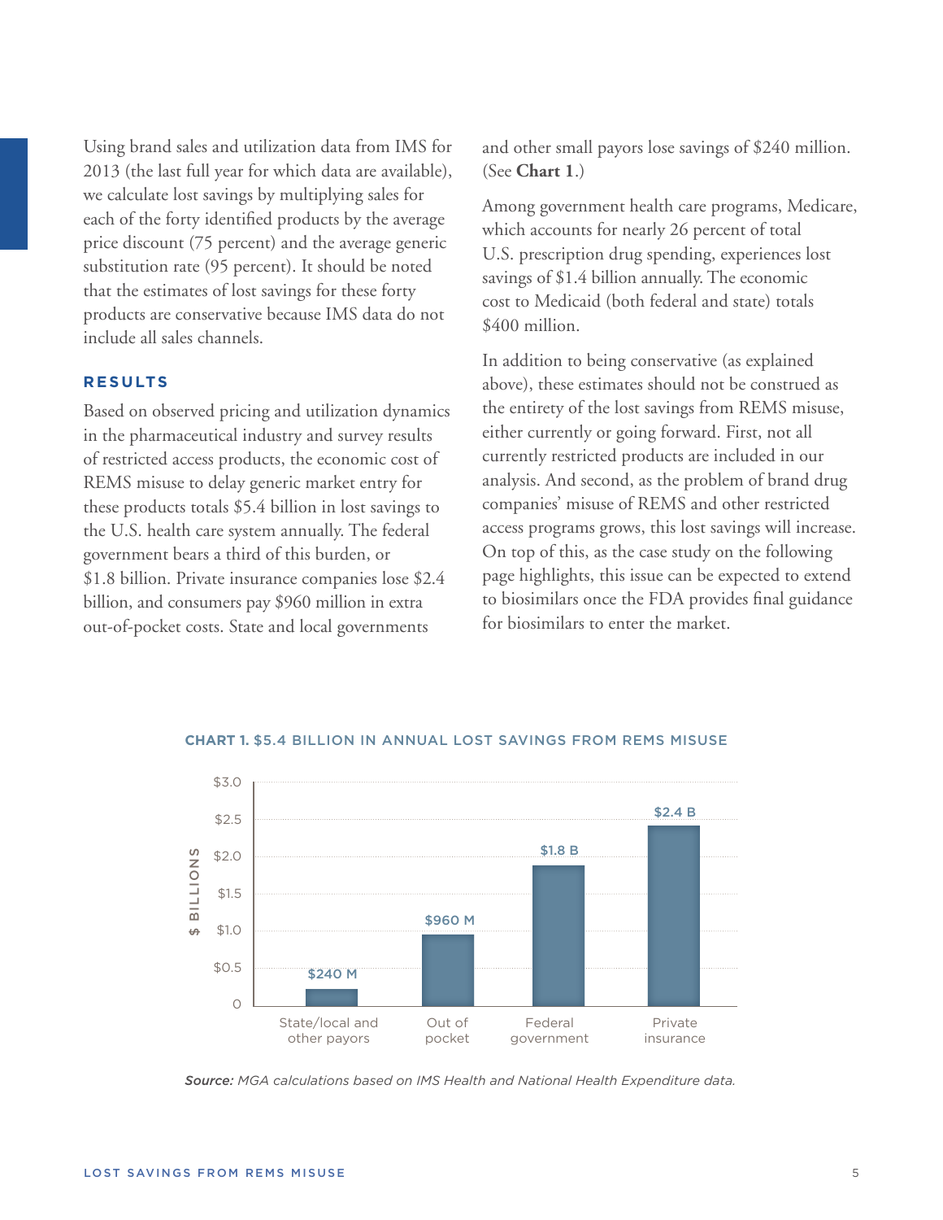Using brand sales and utilization data from IMS for 2013 (the last full year for which data are available), we calculate lost savings by multiplying sales for each of the forty identified products by the average price discount (75 percent) and the average generic substitution rate (95 percent). It should be noted that the estimates of lost savings for these forty products are conservative because IMS data do not include all sales channels.

## RESULTS

Based on observed pricing and utilization dynamics in the pharmaceutical industry and survey results of restricted access products, the economic cost of REMS misuse to delay generic market entry for these products totals $5.4 billion in lost savings to the U.S. health care system annually. The federal government bears a third of this burden, or $1.8 billion. Private insurance companies lose $2.4 billion, and consumers pay $960 million in extra out-of-pocket costs. State and local governments and other small payors lose savings of $240 million. (See **Chart 1**.)

Among government health care programs, Medicare, which accounts for nearly 26 percent of total U.S. prescription drug spending, experiences lost savings of $1.4 billion annually. The economic cost to Medicaid (both federal and state) totals $400 million.

In addition to being conservative (as explained above), these estimates should not be construed as the entirety of the lost savings from REMS misuse, either currently or going forward. First, not all currently restricted products are included in our analysis. And second, as the problem of brand drug companies' misuse of REMS and other restricted access programs grows, this lost savings will increase. On top of this, as the case study on the following page highlights, this issue can be expected to extend to biosimilars once the FDA provides final guidance for biosimilars to enter the market.

**CHART 1.** $5.4 BILLION IN ANNUAL LOST SAVINGS FROM REMS MISUSE

| Payor | $ Billions |
|---|---|
| State/local and other payors | $240 M |
| Out of pocket | $960 M |
| Federal government | $1.8 B |
| Private insurance | $2.4 B |

*Source: MGA calculations based on IMS Health and National Health Expenditure data.*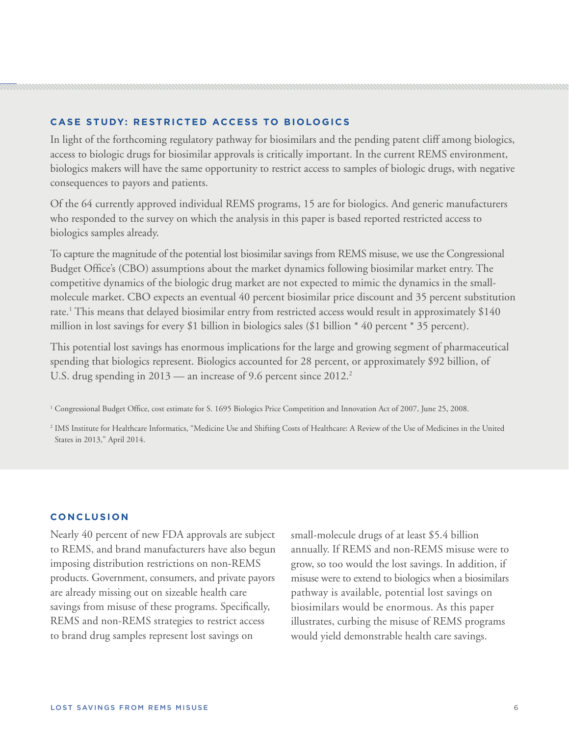## CASE STUDY: RESTRICTED ACCESS TO BIOLOGICS

In light of the forthcoming regulatory pathway for biosimilars and the pending patent cliff among biologics, access to biologic drugs for biosimilar approvals is critically important. In the current REMS environment, biologics makers will have the same opportunity to restrict access to samples of biologic drugs, with negative consequences to payors and patients.

Of the 64 currently approved individual REMS programs, 15 are for biologics. And generic manufacturers who responded to the survey on which the analysis in this paper is based reported restricted access to biologics samples already.

To capture the magnitude of the potential lost biosimilar savings from REMS misuse, we use the Congressional Budget Office's (CBO) assumptions about the market dynamics following biosimilar market entry. The competitive dynamics of the biologic drug market are not expected to mimic the dynamics in the small-molecule market. CBO expects an eventual 40 percent biosimilar price discount and 35 percent substitution rate.[1] This means that delayed biosimilar entry from restricted access would result in approximately $140 million in lost savings for every $1 billion in biologics sales ($1 billion * 40 percent * 35 percent).

This potential lost savings has enormous implications for the large and growing segment of pharmaceutical spending that biologics represent. Biologics accounted for 28 percent, or approximately $92 billion, of U.S. drug spending in 2013 — an increase of 9.6 percent since 2012.[2]

[1] Congressional Budget Office, cost estimate for S. 1695 Biologics Price Competition and Innovation Act of 2007, June 25, 2008.

[2] IMS Institute for Healthcare Informatics, "Medicine Use and Shifting Costs of Healthcare: A Review of the Use of Medicines in the United States in 2013," April 2014.

## CONCLUSION

Nearly 40 percent of new FDA approvals are subject to REMS, and brand manufacturers have also begun imposing distribution restrictions on non-REMS products. Government, consumers, and private payors are already missing out on sizeable health care savings from misuse of these programs. Specifically, REMS and non-REMS strategies to restrict access to brand drug samples represent lost savings on small-molecule drugs of at least $5.4 billion annually. If REMS and non-REMS misuse were to grow, so too would the lost savings. In addition, if misuse were to extend to biologics when a biosimilars pathway is available, potential lost savings on biosimilars would be enormous. As this paper illustrates, curbing the misuse of REMS programs would yield demonstrable health care savings.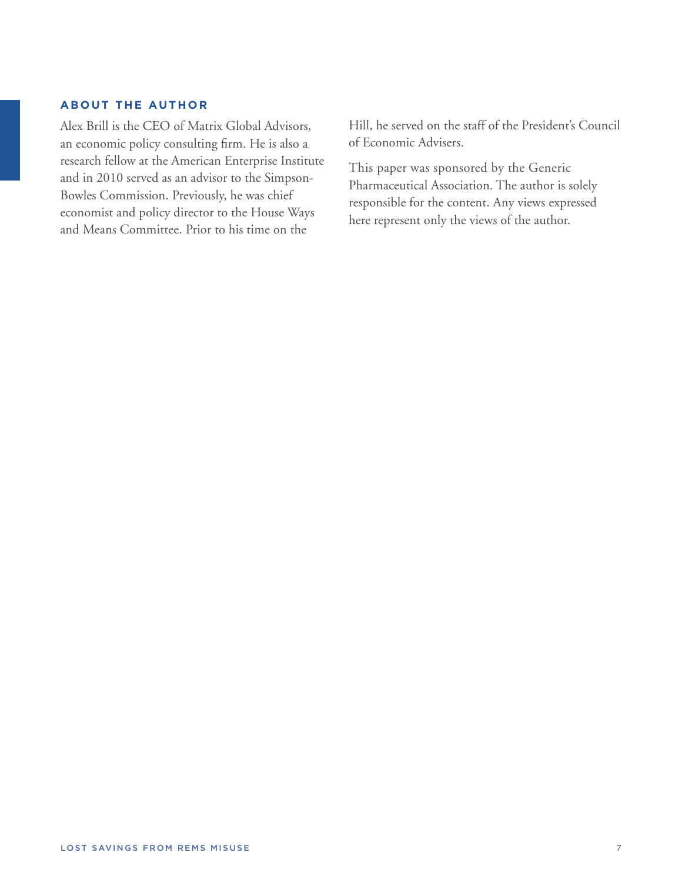## ABOUT THE AUTHOR

Alex Brill is the CEO of Matrix Global Advisors, an economic policy consulting firm. He is also a research fellow at the American Enterprise Institute and in 2010 served as an advisor to the Simpson-Bowles Commission. Previously, he was chief economist and policy director to the House Ways and Means Committee. Prior to his time on the Hill, he served on the staff of the President's Council of Economic Advisers.

This paper was sponsored by the Generic Pharmaceutical Association. The author is solely responsible for the content. Any views expressed here represent only the views of the author.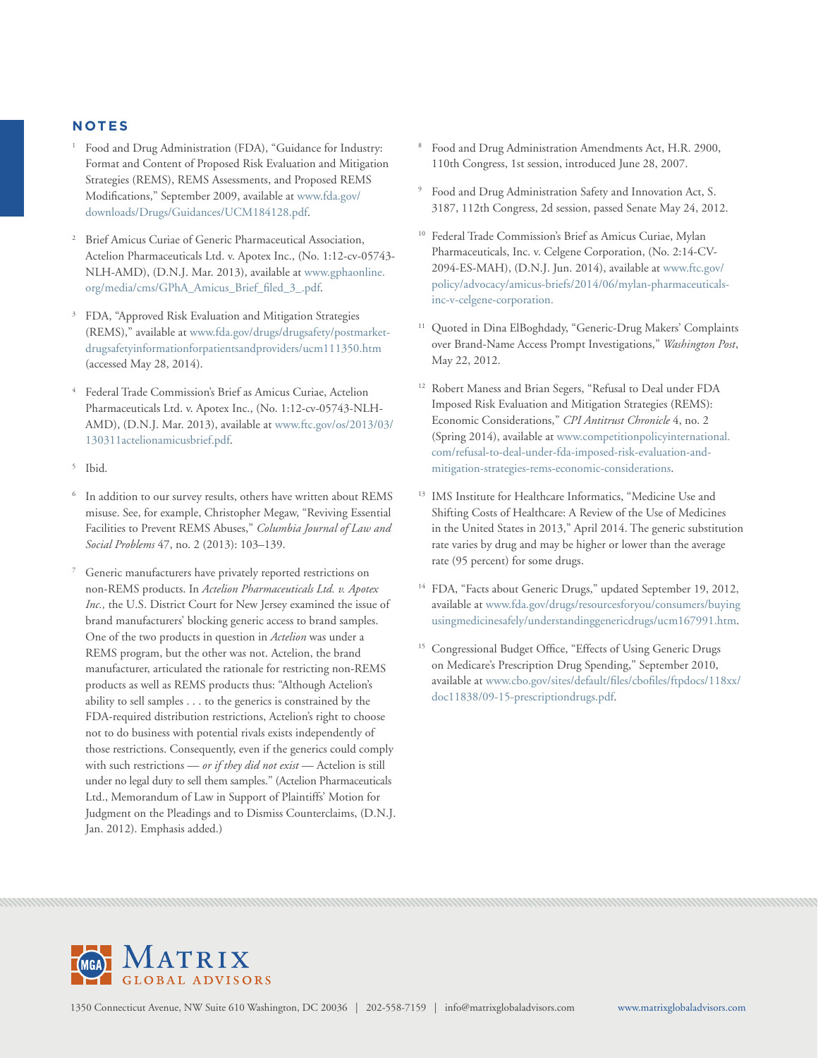## NOTES

1. Food and Drug Administration (FDA), "Guidance for Industry: Format and Content of Proposed Risk Evaluation and Mitigation Strategies (REMS), REMS Assessments, and Proposed REMS Modifications," September 2009, available at www.fda.gov/downloads/Drugs/Guidances/UCM184128.pdf.

2. Brief Amicus Curiae of Generic Pharmaceutical Association, Actelion Pharmaceuticals Ltd. v. Apotex Inc., (No. 1:12-cv-05743-NLH-AMD), (D.N.J. Mar. 2013), available at www.gphaonline.org/media/cms/GPhA_Amicus_Brief_filed_3_.pdf.

3. FDA, "Approved Risk Evaluation and Mitigation Strategies (REMS)," available at www.fda.gov/drugs/drugsafety/postmarketdrugsafetyinformationforpatientsandproviders/ucm111350.htm (accessed May 28, 2014).

4. Federal Trade Commission's Brief as Amicus Curiae, Actelion Pharmaceuticals Ltd. v. Apotex Inc., (No. 1:12-cv-05743-NLH-AMD), (D.N.J. Mar. 2013), available at www.ftc.gov/os/2013/03/130311actelionamicusbrief.pdf.

5. Ibid.

6. In addition to our survey results, others have written about REMS misuse. See, for example, Christopher Megaw, "Reviving Essential Facilities to Prevent REMS Abuses," *Columbia Journal of Law and Social Problems* 47, no. 2 (2013): 103–139.

7. Generic manufacturers have privately reported restrictions on non-REMS products. In *Actelion Pharmaceuticals Ltd. v. Apotex Inc.,* the U.S. District Court for New Jersey examined the issue of brand manufacturers' blocking generic access to brand samples. One of the two products in question in *Actelion* was under a REMS program, but the other was not. Actelion, the brand manufacturer, articulated the rationale for restricting non-REMS products as well as REMS products thus: "Although Actelion's ability to sell samples . . . to the generics is constrained by the FDA-required distribution restrictions, Actelion's right to choose not to do business with potential rivals exists independently of those restrictions. Consequently, even if the generics could comply with such restrictions — *or if they did not exist* — Actelion is still under no legal duty to sell them samples." (Actelion Pharmaceuticals Ltd., Memorandum of Law in Support of Plaintiffs' Motion for Judgment on the Pleadings and to Dismiss Counterclaims, (D.N.J. Jan. 2012). Emphasis added.)

8. Food and Drug Administration Amendments Act, H.R. 2900, 110th Congress, 1st session, introduced June 28, 2007.

9. Food and Drug Administration Safety and Innovation Act, S. 3187, 112th Congress, 2d session, passed Senate May 24, 2012.

10. Federal Trade Commission's Brief as Amicus Curiae, Mylan Pharmaceuticals, Inc. v. Celgene Corporation, (No. 2:14-CV-2094-ES-MAH), (D.N.J. Jun. 2014), available at www.ftc.gov/policy/advocacy/amicus-briefs/2014/06/mylan-pharmaceuticals-inc-v-celgene-corporation.

11. Quoted in Dina ElBoghdady, "Generic-Drug Makers' Complaints over Brand-Name Access Prompt Investigations," *Washington Post*, May 22, 2012.

12. Robert Maness and Brian Segers, "Refusal to Deal under FDA Imposed Risk Evaluation and Mitigation Strategies (REMS): Economic Considerations," *CPI Antitrust Chronicle* 4, no. 2 (Spring 2014), available at www.competitionpolicyinternational.com/refusal-to-deal-under-fda-imposed-risk-evaluation-and-mitigation-strategies-rems-economic-considerations.

13. IMS Institute for Healthcare Informatics, "Medicine Use and Shifting Costs of Healthcare: A Review of the Use of Medicines in the United States in 2013," April 2014. The generic substitution rate varies by drug and may be higher or lower than the average rate (95 percent) for some drugs.

14. FDA, "Facts about Generic Drugs," updated September 19, 2012, available at www.fda.gov/drugs/resourcesforyou/consumers/buyingusingmedicinesafely/understandinggenericdrugs/ucm167991.htm.

15. Congressional Budget Office, "Effects of Using Generic Drugs on Medicare's Prescription Drug Spending," September 2010, available at www.cbo.gov/sites/default/files/cbofiles/ftpdocs/118xx/doc11838/09-15-prescriptiondrugs.pdf.

MATRIX GLOBAL ADVISORS

1350 Connecticut Avenue, NW Suite 610 Washington, DC 20036 | 202-558-7159 | info@matrixglobaladvisors.com www.matrixglobaladvisors.com